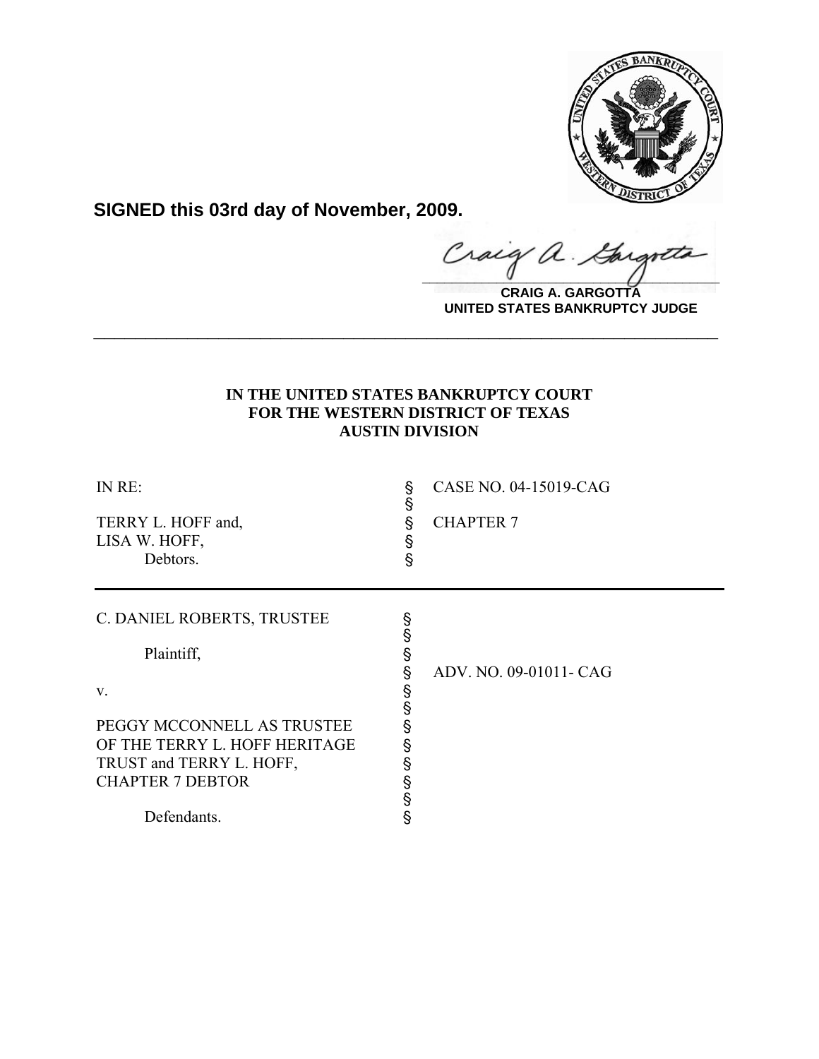**SIGNED this 03rd day of November, 2009.**

**CRAIG A. GARGOTTA**
**UNITED STATES BANKRUPTCY JUDGE**

---

**IN THE UNITED STATES BANKRUPTCY COURT**
**FOR THE WESTERN DISTRICT OF TEXAS**
**AUSTIN DIVISION**

| | | |
|---|---|---|
| IN RE: | § | CASE NO. 04-15019-CAG |
| | § | |
| TERRY L. HOFF and, | § | CHAPTER 7 |
| LISA W. HOFF, | § | |
| Debtors. | § | |

---

| | | |
|---|---|---|
| C. DANIEL ROBERTS, TRUSTEE | § | |
| | § | |
| Plaintiff, | § | |
| | § | ADV. NO. 09-01011- CAG |
| v. | § | |
| | § | |
| PEGGY MCCONNELL AS TRUSTEE | § | |
| OF THE TERRY L. HOFF HERITAGE | § | |
| TRUST and TERRY L. HOFF, | § | |
| CHAPTER 7 DEBTOR | § | |
| | § | |
| Defendants. | § | |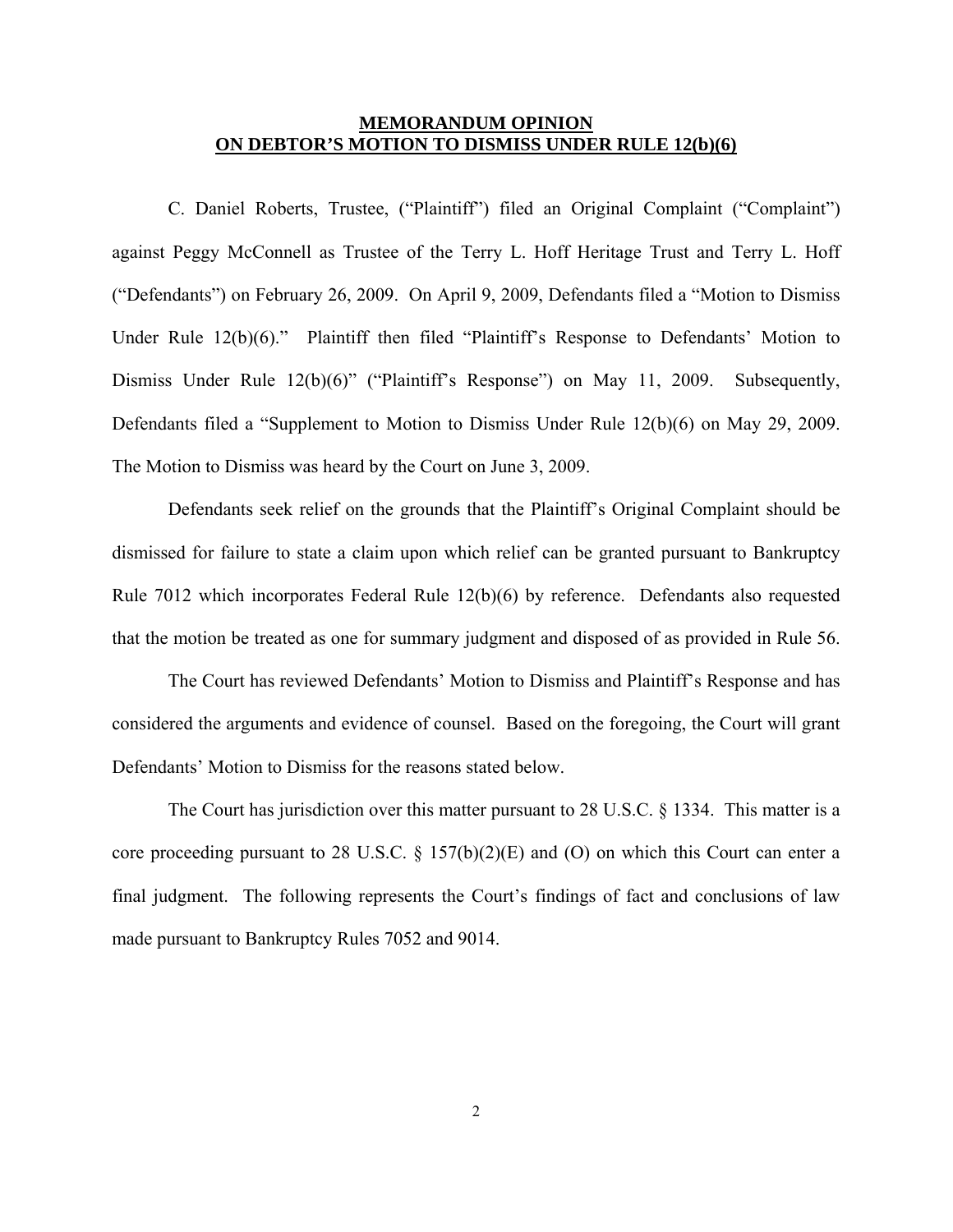## MEMORANDUM OPINION
## ON DEBTOR'S MOTION TO DISMISS UNDER RULE 12(b)(6)

C. Daniel Roberts, Trustee, ("Plaintiff") filed an Original Complaint ("Complaint") against Peggy McConnell as Trustee of the Terry L. Hoff Heritage Trust and Terry L. Hoff ("Defendants") on February 26, 2009. On April 9, 2009, Defendants filed a "Motion to Dismiss Under Rule 12(b)(6)." Plaintiff then filed "Plaintiff's Response to Defendants' Motion to Dismiss Under Rule 12(b)(6)" ("Plaintiff's Response") on May 11, 2009. Subsequently, Defendants filed a "Supplement to Motion to Dismiss Under Rule 12(b)(6) on May 29, 2009. The Motion to Dismiss was heard by the Court on June 3, 2009.

Defendants seek relief on the grounds that the Plaintiff's Original Complaint should be dismissed for failure to state a claim upon which relief can be granted pursuant to Bankruptcy Rule 7012 which incorporates Federal Rule 12(b)(6) by reference. Defendants also requested that the motion be treated as one for summary judgment and disposed of as provided in Rule 56.

The Court has reviewed Defendants' Motion to Dismiss and Plaintiff's Response and has considered the arguments and evidence of counsel. Based on the foregoing, the Court will grant Defendants' Motion to Dismiss for the reasons stated below.

The Court has jurisdiction over this matter pursuant to 28 U.S.C. § 1334. This matter is a core proceeding pursuant to 28 U.S.C. § 157(b)(2)(E) and (O) on which this Court can enter a final judgment. The following represents the Court's findings of fact and conclusions of law made pursuant to Bankruptcy Rules 7052 and 9014.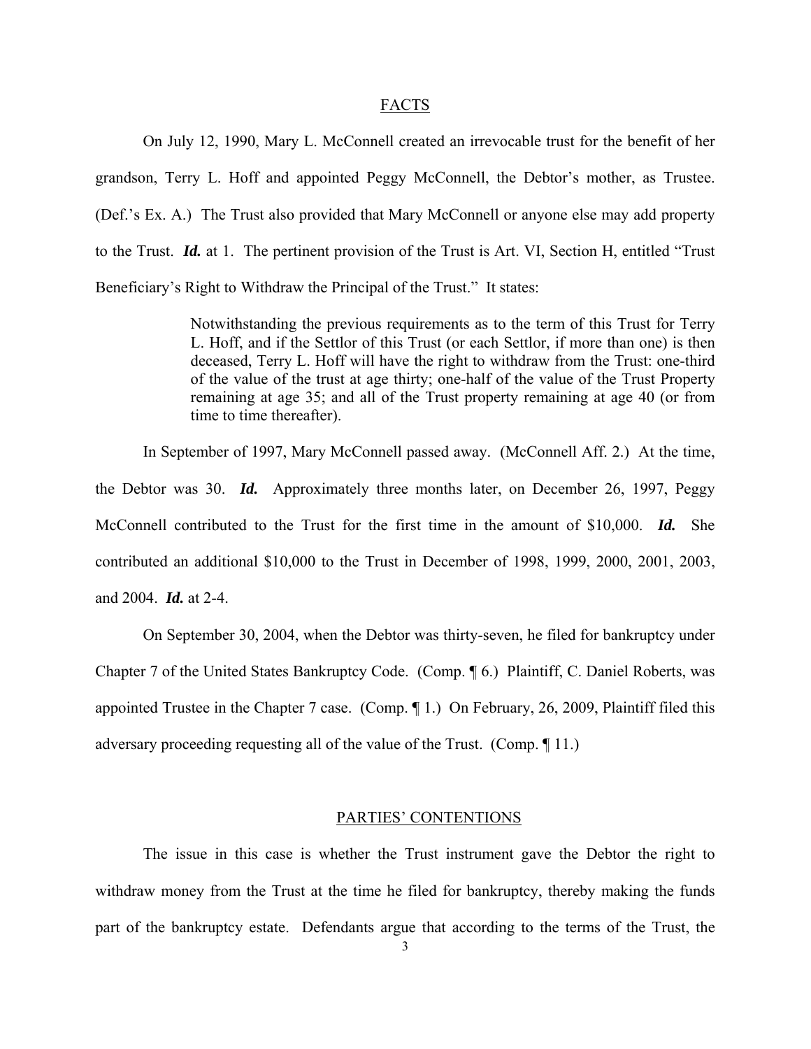## FACTS

On July 12, 1990, Mary L. McConnell created an irrevocable trust for the benefit of her grandson, Terry L. Hoff and appointed Peggy McConnell, the Debtor's mother, as Trustee. (Def.'s Ex. A.) The Trust also provided that Mary McConnell or anyone else may add property to the Trust. ***Id.*** at 1. The pertinent provision of the Trust is Art. VI, Section H, entitled "Trust Beneficiary's Right to Withdraw the Principal of the Trust." It states:

> Notwithstanding the previous requirements as to the term of this Trust for Terry L. Hoff, and if the Settlor of this Trust (or each Settlor, if more than one) is then deceased, Terry L. Hoff will have the right to withdraw from the Trust: one-third of the value of the trust at age thirty; one-half of the value of the Trust Property remaining at age 35; and all of the Trust property remaining at age 40 (or from time to time thereafter).

In September of 1997, Mary McConnell passed away. (McConnell Aff. 2.) At the time, the Debtor was 30. ***Id.*** Approximately three months later, on December 26, 1997, Peggy McConnell contributed to the Trust for the first time in the amount of $10,000. ***Id.*** She contributed an additional $10,000 to the Trust in December of 1998, 1999, 2000, 2001, 2003, and 2004. ***Id.*** at 2-4.

On September 30, 2004, when the Debtor was thirty-seven, he filed for bankruptcy under Chapter 7 of the United States Bankruptcy Code. (Comp. ¶ 6.) Plaintiff, C. Daniel Roberts, was appointed Trustee in the Chapter 7 case. (Comp. ¶ 1.) On February, 26, 2009, Plaintiff filed this adversary proceeding requesting all of the value of the Trust. (Comp. ¶ 11.)

## PARTIES' CONTENTIONS

The issue in this case is whether the Trust instrument gave the Debtor the right to withdraw money from the Trust at the time he filed for bankruptcy, thereby making the funds part of the bankruptcy estate. Defendants argue that according to the terms of the Trust, the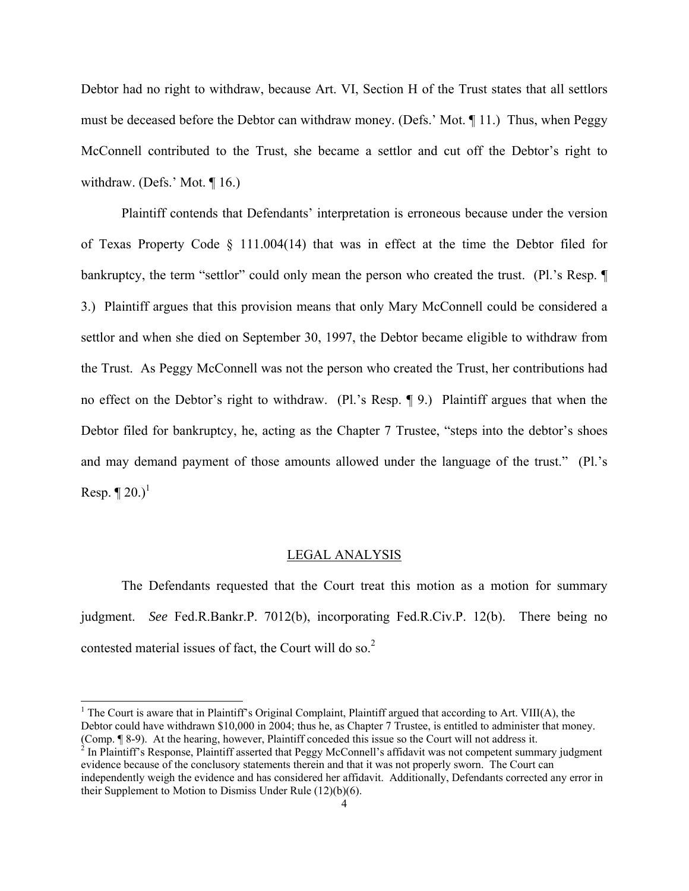Debtor had no right to withdraw, because Art. VI, Section H of the Trust states that all settlors must be deceased before the Debtor can withdraw money. (Defs.' Mot. ¶ 11.) Thus, when Peggy McConnell contributed to the Trust, she became a settlor and cut off the Debtor's right to withdraw. (Defs.' Mot. ¶ 16.)

Plaintiff contends that Defendants' interpretation is erroneous because under the version of Texas Property Code § 111.004(14) that was in effect at the time the Debtor filed for bankruptcy, the term "settlor" could only mean the person who created the trust. (Pl.'s Resp. ¶ 3.) Plaintiff argues that this provision means that only Mary McConnell could be considered a settlor and when she died on September 30, 1997, the Debtor became eligible to withdraw from the Trust. As Peggy McConnell was not the person who created the Trust, her contributions had no effect on the Debtor's right to withdraw. (Pl.'s Resp. ¶ 9.) Plaintiff argues that when the Debtor filed for bankruptcy, he, acting as the Chapter 7 Trustee, "steps into the debtor's shoes and may demand payment of those amounts allowed under the language of the trust." (Pl.'s Resp. ¶ 20.)[1]

## LEGAL ANALYSIS

The Defendants requested that the Court treat this motion as a motion for summary judgment. *See* Fed.R.Bankr.P. 7012(b), incorporating Fed.R.Civ.P. 12(b). There being no contested material issues of fact, the Court will do so.[2]

---

[1] The Court is aware that in Plaintiff's Original Complaint, Plaintiff argued that according to Art. VIII(A), the Debtor could have withdrawn $10,000 in 2004; thus he, as Chapter 7 Trustee, is entitled to administer that money. (Comp. ¶ 8-9). At the hearing, however, Plaintiff conceded this issue so the Court will not address it.

[2] In Plaintiff's Response, Plaintiff asserted that Peggy McConnell's affidavit was not competent summary judgment evidence because of the conclusory statements therein and that it was not properly sworn. The Court can independently weigh the evidence and has considered her affidavit. Additionally, Defendants corrected any error in their Supplement to Motion to Dismiss Under Rule (12)(b)(6).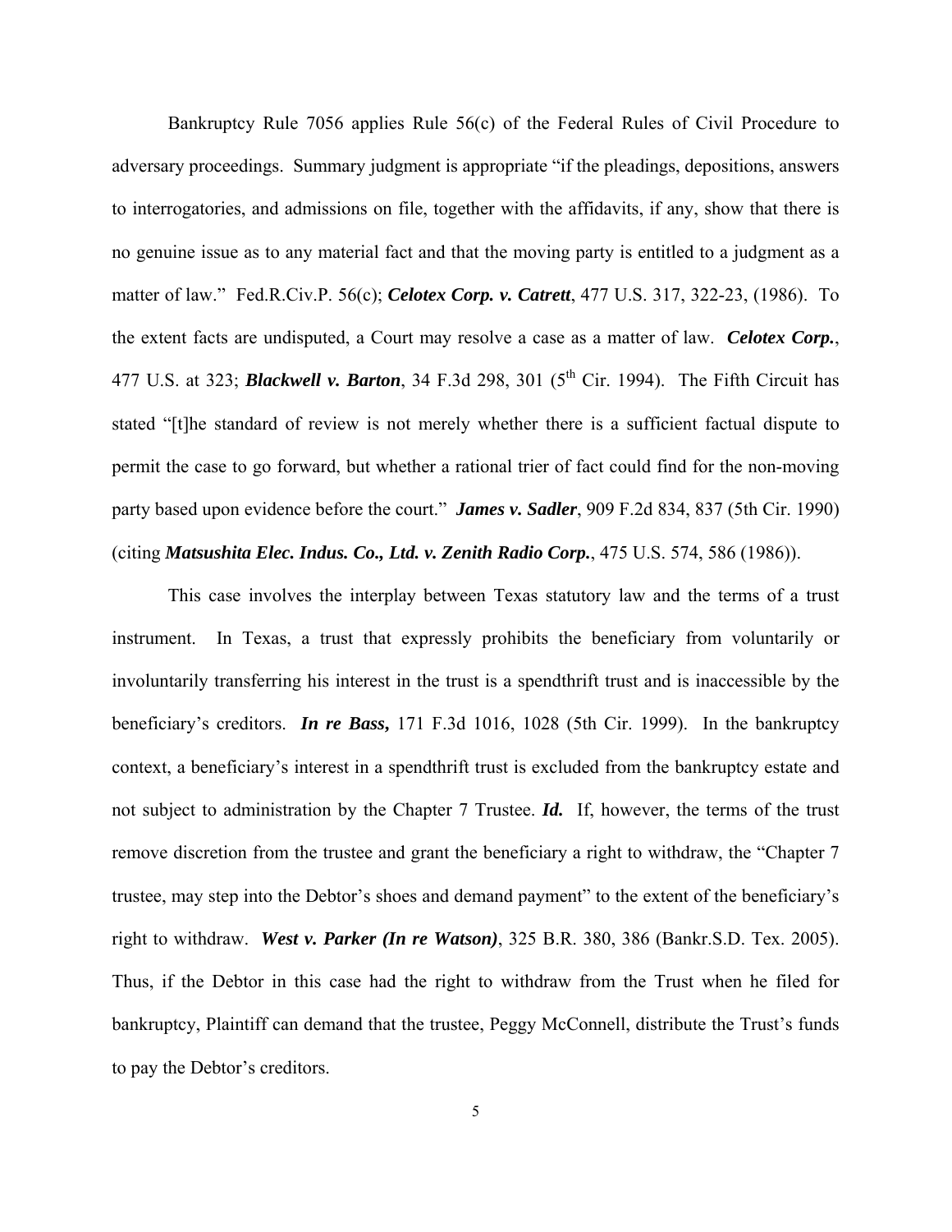Bankruptcy Rule 7056 applies Rule 56(c) of the Federal Rules of Civil Procedure to adversary proceedings. Summary judgment is appropriate "if the pleadings, depositions, answers to interrogatories, and admissions on file, together with the affidavits, if any, show that there is no genuine issue as to any material fact and that the moving party is entitled to a judgment as a matter of law." Fed.R.Civ.P. 56(c); ***Celotex Corp. v. Catrett***, 477 U.S. 317, 322-23, (1986). To the extent facts are undisputed, a Court may resolve a case as a matter of law. ***Celotex Corp.***, 477 U.S. at 323; ***Blackwell v. Barton***, 34 F.3d 298, 301 (5th Cir. 1994). The Fifth Circuit has stated "[t]he standard of review is not merely whether there is a sufficient factual dispute to permit the case to go forward, but whether a rational trier of fact could find for the non-moving party based upon evidence before the court." ***James v. Sadler***, 909 F.2d 834, 837 (5th Cir. 1990) (citing ***Matsushita Elec. Indus. Co., Ltd. v. Zenith Radio Corp.***, 475 U.S. 574, 586 (1986)).

This case involves the interplay between Texas statutory law and the terms of a trust instrument. In Texas, a trust that expressly prohibits the beneficiary from voluntarily or involuntarily transferring his interest in the trust is a spendthrift trust and is inaccessible by the beneficiary's creditors. ***In re Bass,*** 171 F.3d 1016, 1028 (5th Cir. 1999). In the bankruptcy context, a beneficiary's interest in a spendthrift trust is excluded from the bankruptcy estate and not subject to administration by the Chapter 7 Trustee. ***Id.*** If, however, the terms of the trust remove discretion from the trustee and grant the beneficiary a right to withdraw, the "Chapter 7 trustee, may step into the Debtor's shoes and demand payment" to the extent of the beneficiary's right to withdraw. ***West v. Parker (In re Watson)***, 325 B.R. 380, 386 (Bankr.S.D. Tex. 2005). Thus, if the Debtor in this case had the right to withdraw from the Trust when he filed for bankruptcy, Plaintiff can demand that the trustee, Peggy McConnell, distribute the Trust's funds to pay the Debtor's creditors.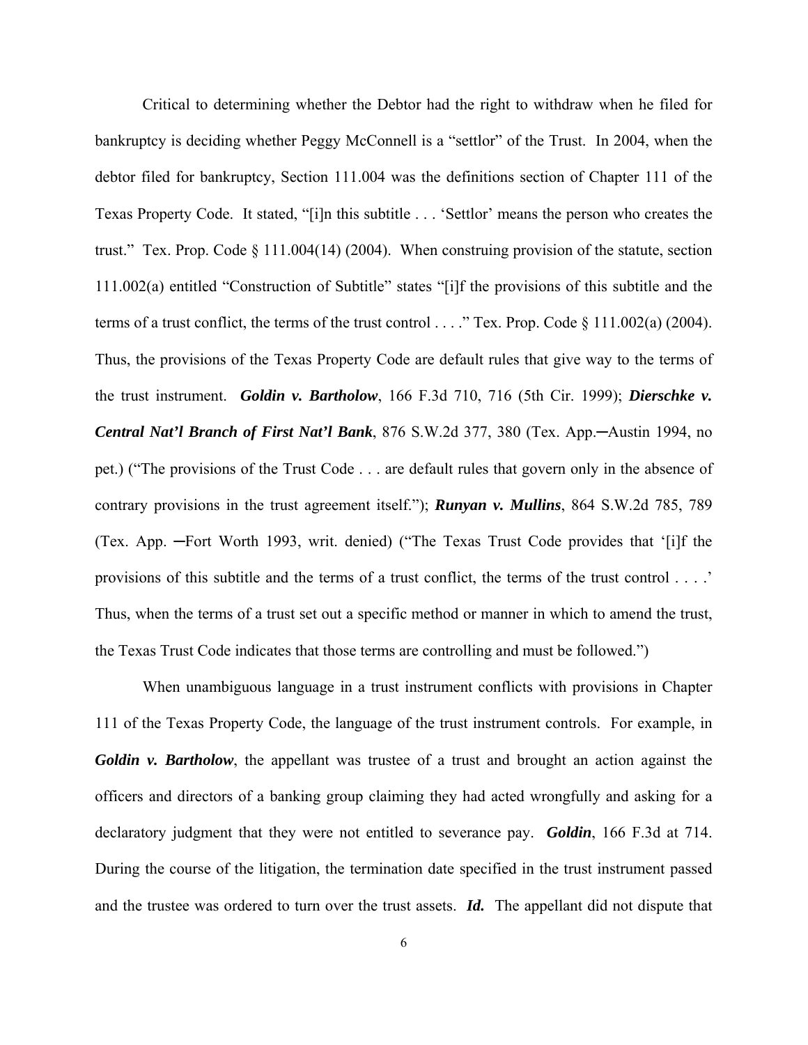Critical to determining whether the Debtor had the right to withdraw when he filed for bankruptcy is deciding whether Peggy McConnell is a "settlor" of the Trust. In 2004, when the debtor filed for bankruptcy, Section 111.004 was the definitions section of Chapter 111 of the Texas Property Code. It stated, "[i]n this subtitle . . . 'Settlor' means the person who creates the trust." Tex. Prop. Code § 111.004(14) (2004). When construing provision of the statute, section 111.002(a) entitled "Construction of Subtitle" states "[i]f the provisions of this subtitle and the terms of a trust conflict, the terms of the trust control . . . ." Tex. Prop. Code § 111.002(a) (2004). Thus, the provisions of the Texas Property Code are default rules that give way to the terms of the trust instrument. ***Goldin v. Bartholow***, 166 F.3d 710, 716 (5th Cir. 1999); ***Dierschke v. Central Nat'l Branch of First Nat'l Bank***, 876 S.W.2d 377, 380 (Tex. App.—Austin 1994, no pet.) ("The provisions of the Trust Code . . . are default rules that govern only in the absence of contrary provisions in the trust agreement itself."); ***Runyan v. Mullins***, 864 S.W.2d 785, 789 (Tex. App. —Fort Worth 1993, writ. denied) ("The Texas Trust Code provides that '[i]f the provisions of this subtitle and the terms of a trust conflict, the terms of the trust control . . . .' Thus, when the terms of a trust set out a specific method or manner in which to amend the trust, the Texas Trust Code indicates that those terms are controlling and must be followed.")

When unambiguous language in a trust instrument conflicts with provisions in Chapter 111 of the Texas Property Code, the language of the trust instrument controls. For example, in ***Goldin v. Bartholow***, the appellant was trustee of a trust and brought an action against the officers and directors of a banking group claiming they had acted wrongfully and asking for a declaratory judgment that they were not entitled to severance pay. ***Goldin***, 166 F.3d at 714. During the course of the litigation, the termination date specified in the trust instrument passed and the trustee was ordered to turn over the trust assets. ***Id.*** The appellant did not dispute that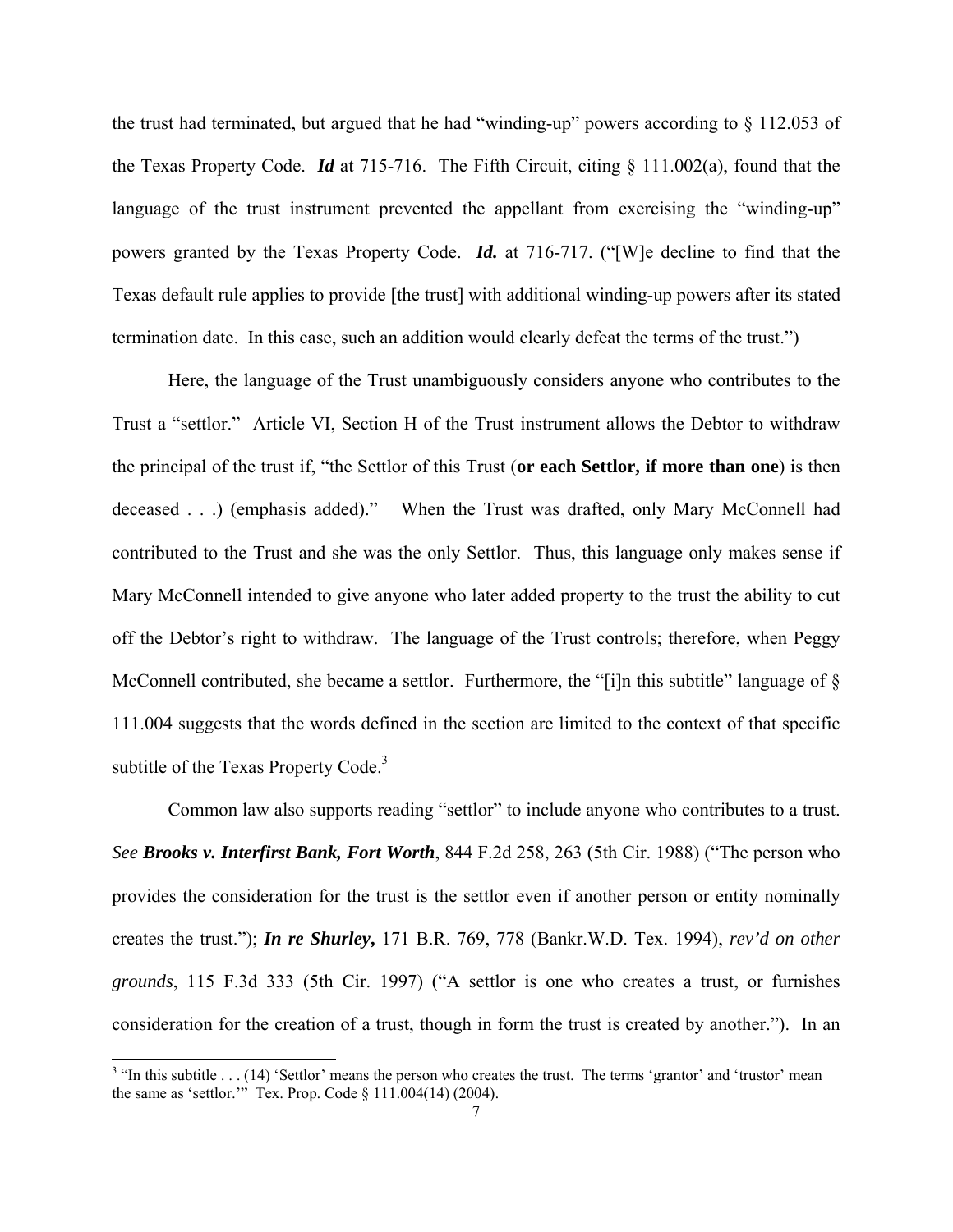the trust had terminated, but argued that he had "winding-up" powers according to § 112.053 of the Texas Property Code. ***Id*** at 715-716. The Fifth Circuit, citing § 111.002(a), found that the language of the trust instrument prevented the appellant from exercising the "winding-up" powers granted by the Texas Property Code. ***Id.*** at 716-717. ("[W]e decline to find that the Texas default rule applies to provide [the trust] with additional winding-up powers after its stated termination date. In this case, such an addition would clearly defeat the terms of the trust.")

Here, the language of the Trust unambiguously considers anyone who contributes to the Trust a "settlor." Article VI, Section H of the Trust instrument allows the Debtor to withdraw the principal of the trust if, "the Settlor of this Trust (**or each Settlor, if more than one**) is then deceased . . .) (emphasis added)." When the Trust was drafted, only Mary McConnell had contributed to the Trust and she was the only Settlor. Thus, this language only makes sense if Mary McConnell intended to give anyone who later added property to the trust the ability to cut off the Debtor's right to withdraw. The language of the Trust controls; therefore, when Peggy McConnell contributed, she became a settlor. Furthermore, the "[i]n this subtitle" language of § 111.004 suggests that the words defined in the section are limited to the context of that specific subtitle of the Texas Property Code.[3]

Common law also supports reading "settlor" to include anyone who contributes to a trust. *See* ***Brooks v. Interfirst Bank, Fort Worth***, 844 F.2d 258, 263 (5th Cir. 1988) ("The person who provides the consideration for the trust is the settlor even if another person or entity nominally creates the trust."); ***In re Shurley,*** 171 B.R. 769, 778 (Bankr.W.D. Tex. 1994), *rev'd on other grounds*, 115 F.3d 333 (5th Cir. 1997) ("A settlor is one who creates a trust, or furnishes consideration for the creation of a trust, though in form the trust is created by another."). In an

---

[3] "In this subtitle . . . (14) 'Settlor' means the person who creates the trust. The terms 'grantor' and 'trustor' mean the same as 'settlor.'" Tex. Prop. Code § 111.004(14) (2004).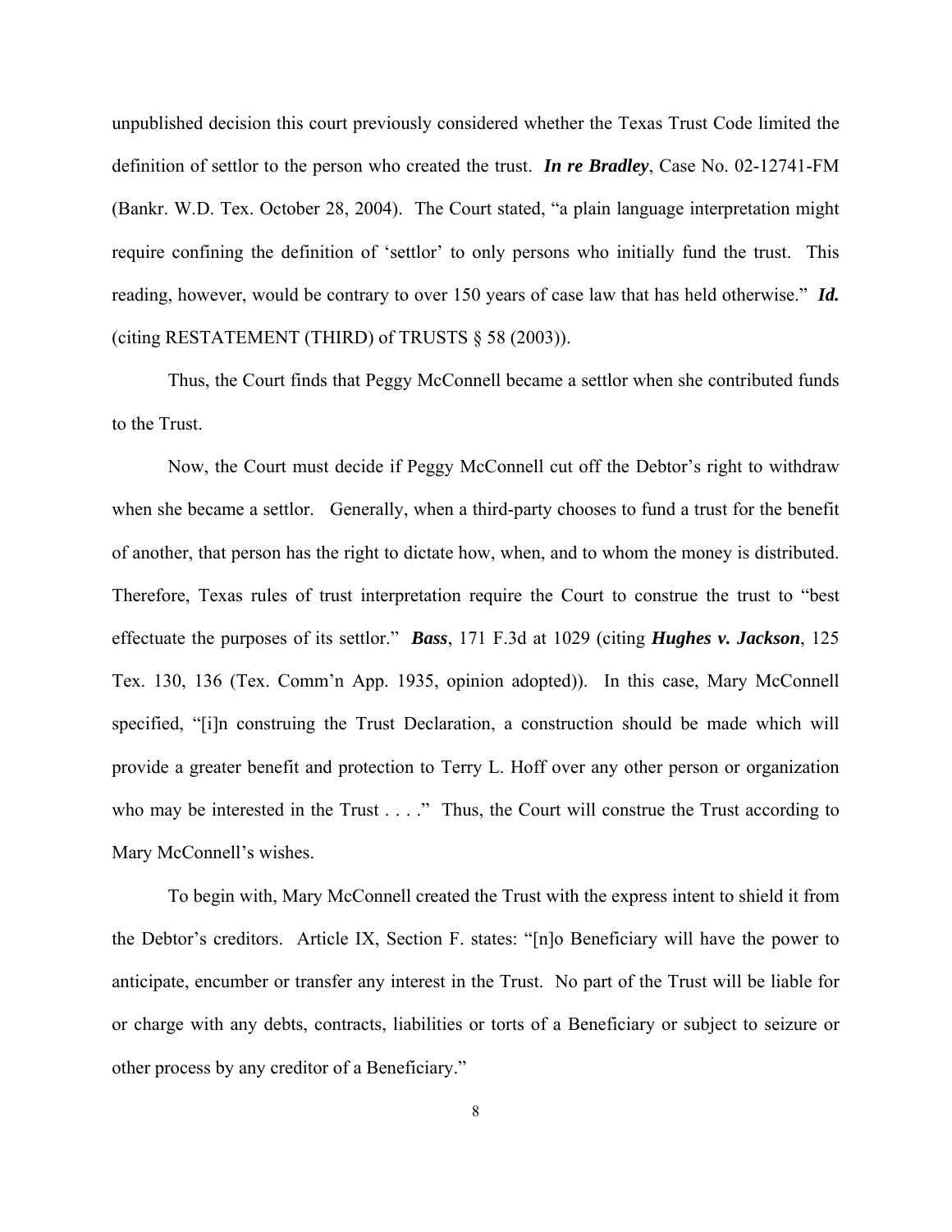unpublished decision this court previously considered whether the Texas Trust Code limited the definition of settlor to the person who created the trust. ***In re Bradley***, Case No. 02-12741-FM (Bankr. W.D. Tex. October 28, 2004). The Court stated, "a plain language interpretation might require confining the definition of 'settlor' to only persons who initially fund the trust. This reading, however, would be contrary to over 150 years of case law that has held otherwise." ***Id.*** (citing RESTATEMENT (THIRD) of TRUSTS § 58 (2003)).

Thus, the Court finds that Peggy McConnell became a settlor when she contributed funds to the Trust.

Now, the Court must decide if Peggy McConnell cut off the Debtor's right to withdraw when she became a settlor. Generally, when a third-party chooses to fund a trust for the benefit of another, that person has the right to dictate how, when, and to whom the money is distributed. Therefore, Texas rules of trust interpretation require the Court to construe the trust to "best effectuate the purposes of its settlor." ***Bass***, 171 F.3d at 1029 (citing ***Hughes v. Jackson***, 125 Tex. 130, 136 (Tex. Comm'n App. 1935, opinion adopted)). In this case, Mary McConnell specified, "[i]n construing the Trust Declaration, a construction should be made which will provide a greater benefit and protection to Terry L. Hoff over any other person or organization who may be interested in the Trust . . . ." Thus, the Court will construe the Trust according to Mary McConnell's wishes.

To begin with, Mary McConnell created the Trust with the express intent to shield it from the Debtor's creditors. Article IX, Section F. states: "[n]o Beneficiary will have the power to anticipate, encumber or transfer any interest in the Trust. No part of the Trust will be liable for or charge with any debts, contracts, liabilities or torts of a Beneficiary or subject to seizure or other process by any creditor of a Beneficiary."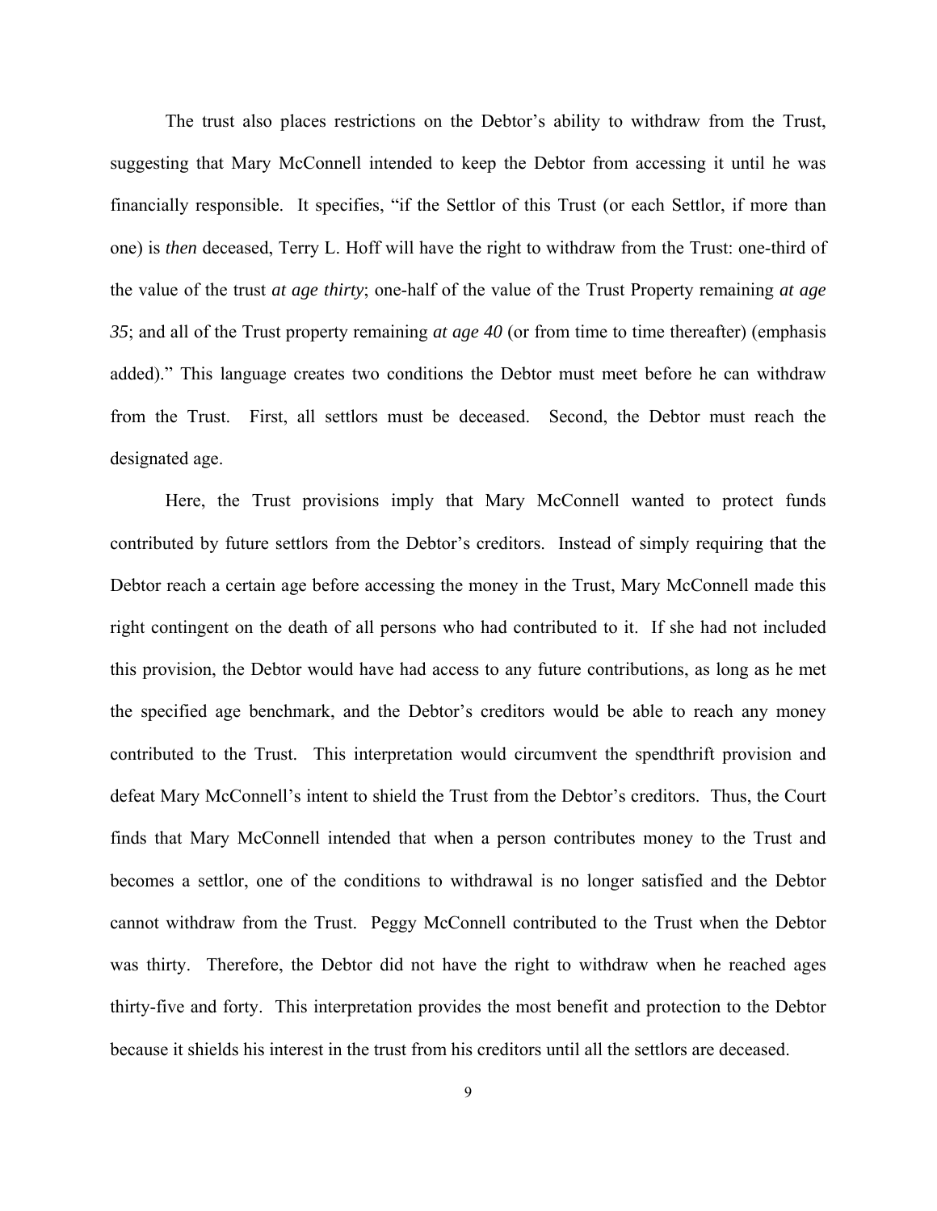The trust also places restrictions on the Debtor's ability to withdraw from the Trust, suggesting that Mary McConnell intended to keep the Debtor from accessing it until he was financially responsible. It specifies, "if the Settlor of this Trust (or each Settlor, if more than one) is *then* deceased, Terry L. Hoff will have the right to withdraw from the Trust: one-third of the value of the trust *at age thirty*; one-half of the value of the Trust Property remaining *at age 35*; and all of the Trust property remaining *at age 40* (or from time to time thereafter) (emphasis added)." This language creates two conditions the Debtor must meet before he can withdraw from the Trust. First, all settlors must be deceased. Second, the Debtor must reach the designated age.

Here, the Trust provisions imply that Mary McConnell wanted to protect funds contributed by future settlors from the Debtor's creditors. Instead of simply requiring that the Debtor reach a certain age before accessing the money in the Trust, Mary McConnell made this right contingent on the death of all persons who had contributed to it. If she had not included this provision, the Debtor would have had access to any future contributions, as long as he met the specified age benchmark, and the Debtor's creditors would be able to reach any money contributed to the Trust. This interpretation would circumvent the spendthrift provision and defeat Mary McConnell's intent to shield the Trust from the Debtor's creditors. Thus, the Court finds that Mary McConnell intended that when a person contributes money to the Trust and becomes a settlor, one of the conditions to withdrawal is no longer satisfied and the Debtor cannot withdraw from the Trust. Peggy McConnell contributed to the Trust when the Debtor was thirty. Therefore, the Debtor did not have the right to withdraw when he reached ages thirty-five and forty. This interpretation provides the most benefit and protection to the Debtor because it shields his interest in the trust from his creditors until all the settlors are deceased.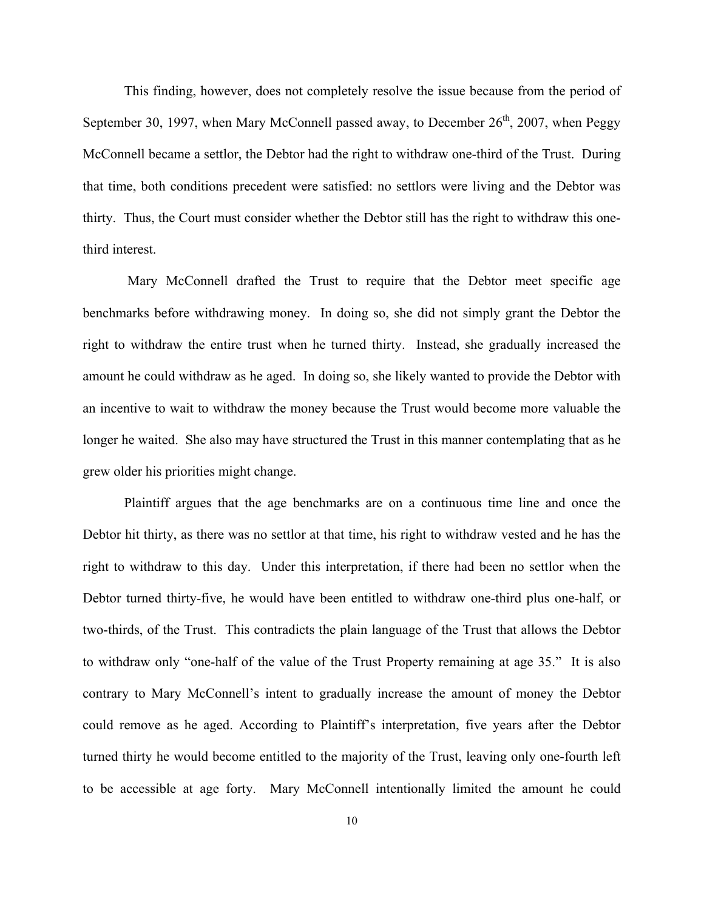This finding, however, does not completely resolve the issue because from the period of September 30, 1997, when Mary McConnell passed away, to December 26th, 2007, when Peggy McConnell became a settlor, the Debtor had the right to withdraw one-third of the Trust. During that time, both conditions precedent were satisfied: no settlors were living and the Debtor was thirty. Thus, the Court must consider whether the Debtor still has the right to withdraw this one-third interest.

Mary McConnell drafted the Trust to require that the Debtor meet specific age benchmarks before withdrawing money. In doing so, she did not simply grant the Debtor the right to withdraw the entire trust when he turned thirty. Instead, she gradually increased the amount he could withdraw as he aged. In doing so, she likely wanted to provide the Debtor with an incentive to wait to withdraw the money because the Trust would become more valuable the longer he waited. She also may have structured the Trust in this manner contemplating that as he grew older his priorities might change.

Plaintiff argues that the age benchmarks are on a continuous time line and once the Debtor hit thirty, as there was no settlor at that time, his right to withdraw vested and he has the right to withdraw to this day. Under this interpretation, if there had been no settlor when the Debtor turned thirty-five, he would have been entitled to withdraw one-third plus one-half, or two-thirds, of the Trust. This contradicts the plain language of the Trust that allows the Debtor to withdraw only "one-half of the value of the Trust Property remaining at age 35." It is also contrary to Mary McConnell's intent to gradually increase the amount of money the Debtor could remove as he aged. According to Plaintiff's interpretation, five years after the Debtor turned thirty he would become entitled to the majority of the Trust, leaving only one-fourth left to be accessible at age forty. Mary McConnell intentionally limited the amount he could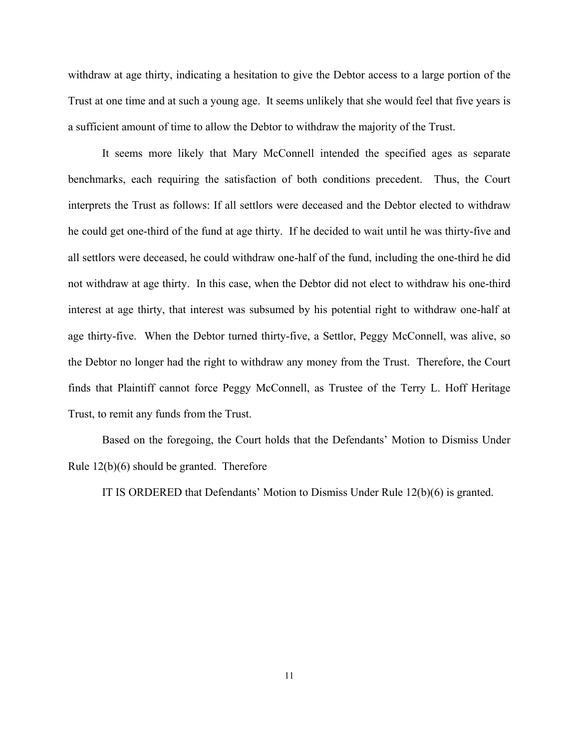withdraw at age thirty, indicating a hesitation to give the Debtor access to a large portion of the Trust at one time and at such a young age. It seems unlikely that she would feel that five years is a sufficient amount of time to allow the Debtor to withdraw the majority of the Trust.

It seems more likely that Mary McConnell intended the specified ages as separate benchmarks, each requiring the satisfaction of both conditions precedent. Thus, the Court interprets the Trust as follows: If all settlors were deceased and the Debtor elected to withdraw he could get one-third of the fund at age thirty. If he decided to wait until he was thirty-five and all settlors were deceased, he could withdraw one-half of the fund, including the one-third he did not withdraw at age thirty. In this case, when the Debtor did not elect to withdraw his one-third interest at age thirty, that interest was subsumed by his potential right to withdraw one-half at age thirty-five. When the Debtor turned thirty-five, a Settlor, Peggy McConnell, was alive, so the Debtor no longer had the right to withdraw any money from the Trust. Therefore, the Court finds that Plaintiff cannot force Peggy McConnell, as Trustee of the Terry L. Hoff Heritage Trust, to remit any funds from the Trust.

Based on the foregoing, the Court holds that the Defendants' Motion to Dismiss Under Rule 12(b)(6) should be granted. Therefore

IT IS ORDERED that Defendants' Motion to Dismiss Under Rule 12(b)(6) is granted.